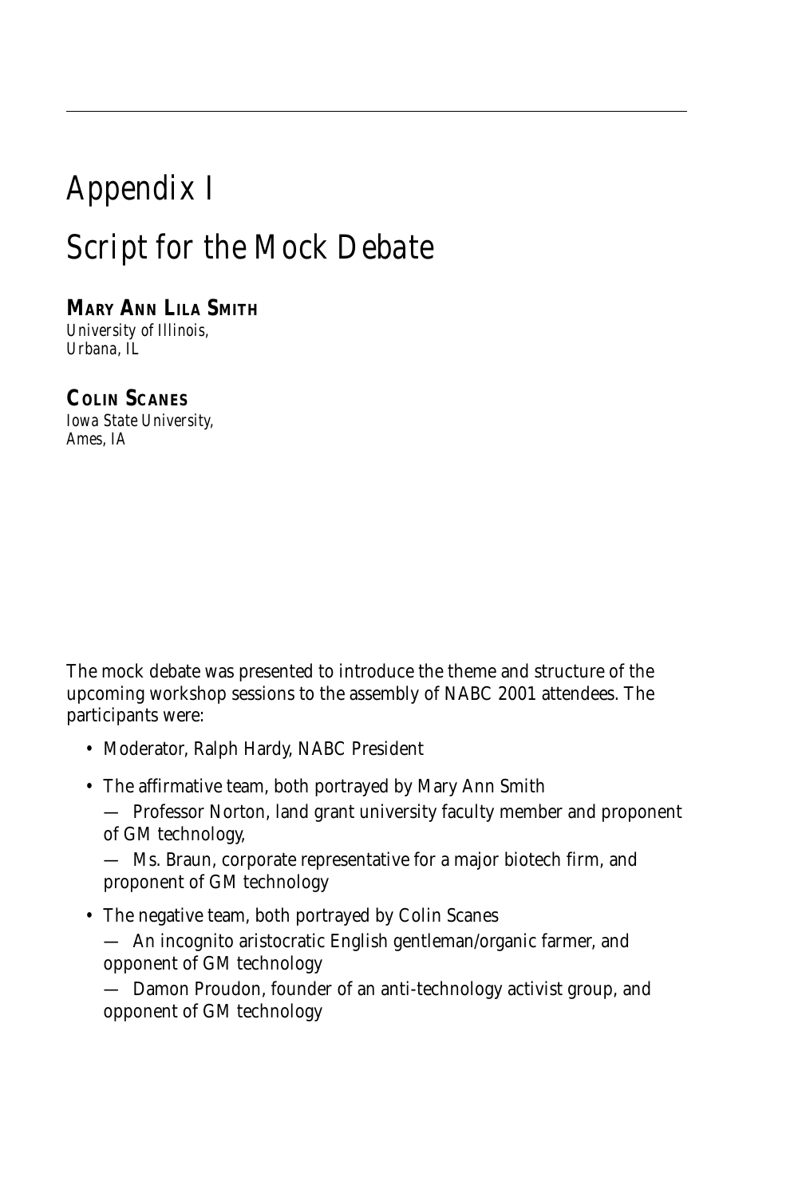# Appendix I

# Script for the Mock Debate

**MARY ANN LILA SMITH**
*University of Illinois,*
*Urbana, IL*

**COLIN SCANES**
*Iowa State University,*
*Ames, IA*

The mock debate was presented to introduce the theme and structure of the upcoming workshop sessions to the assembly of NABC 2001 attendees. The participants were:

- Moderator, Ralph Hardy, NABC President
- The affirmative team, both portrayed by Mary Ann Smith
  - — Professor Norton, land grant university faculty member and proponent of GM technology,
  - — Ms. Braun, corporate representative for a major biotech firm, and proponent of GM technology
- The negative team, both portrayed by Colin Scanes
  - — An incognito aristocratic English gentleman/organic farmer, and opponent of GM technology
  - — Damon Proudon, founder of an anti-technology activist group, and opponent of GM technology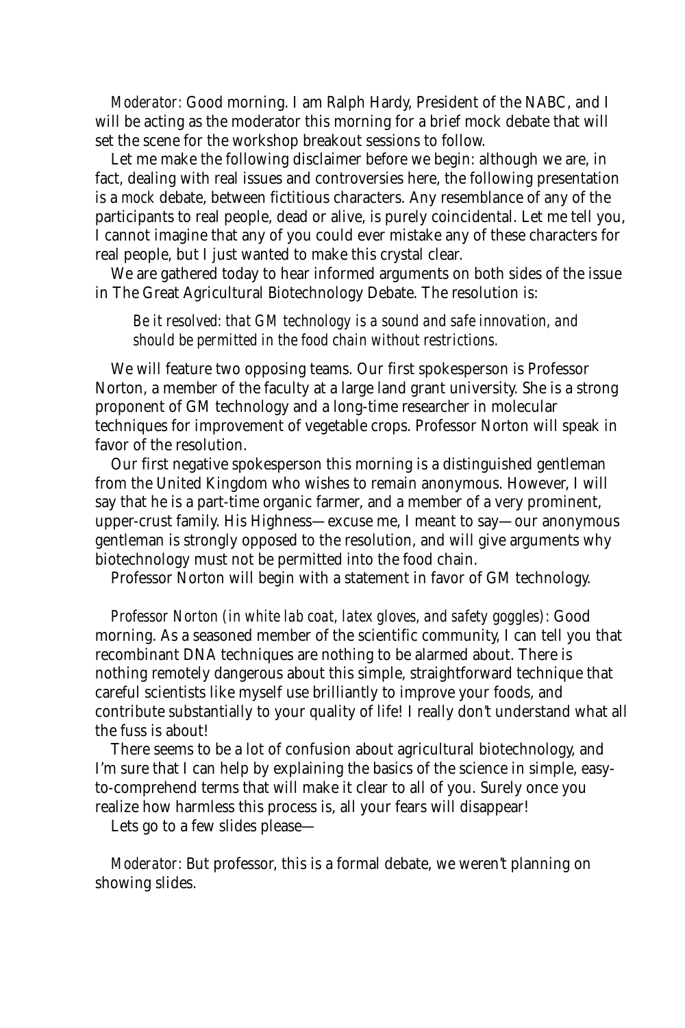*Moderator:* Good morning. I am Ralph Hardy, President of the NABC, and I will be acting as the moderator this morning for a brief mock debate that will set the scene for the workshop breakout sessions to follow.

Let me make the following disclaimer before we begin: although we are, in fact, dealing with real issues and controversies here, the following presentation is a *mock* debate, between fictitious characters. Any resemblance of any of the participants to real people, dead or alive, is purely coincidental. Let me tell you, I cannot imagine that any of you could ever mistake any of these characters for real people, but I just wanted to make this crystal clear.

We are gathered today to hear informed arguments on both sides of the issue in The Great Agricultural Biotechnology Debate. The resolution is:

> *Be it resolved: that GM technology is a sound and safe innovation, and should be permitted in the food chain without restrictions.*

We will feature two opposing teams. Our first spokesperson is Professor Norton, a member of the faculty at a large land grant university. She is a strong proponent of GM technology and a long-time researcher in molecular techniques for improvement of vegetable crops. Professor Norton will speak in favor of the resolution.

Our first negative spokesperson this morning is a distinguished gentleman from the United Kingdom who wishes to remain anonymous. However, I will say that he is a part-time organic farmer, and a member of a very prominent, upper-crust family. His Highness—excuse me, I meant to say—our anonymous gentleman is strongly opposed to the resolution, and will give arguments why biotechnology must not be permitted into the food chain.

Professor Norton will begin with a statement in favor of GM technology.

*Professor Norton (in white lab coat, latex gloves, and safety goggles):* Good morning. As a seasoned member of the scientific community, I can tell you that recombinant DNA techniques are nothing to be alarmed about. There is nothing remotely dangerous about this simple, straightforward technique that careful scientists like myself use brilliantly to improve your foods, and contribute substantially to your quality of life! I really don't understand what all the fuss is about!

There seems to be a lot of confusion about agricultural biotechnology, and I'm sure that I can help by explaining the basics of the science in simple, easy-to-comprehend terms that will make it clear to all of you. Surely once you realize how harmless this process is, all your fears will disappear!

Lets go to a few slides please—

*Moderator:* But professor, this is a formal debate, we weren't planning on showing slides.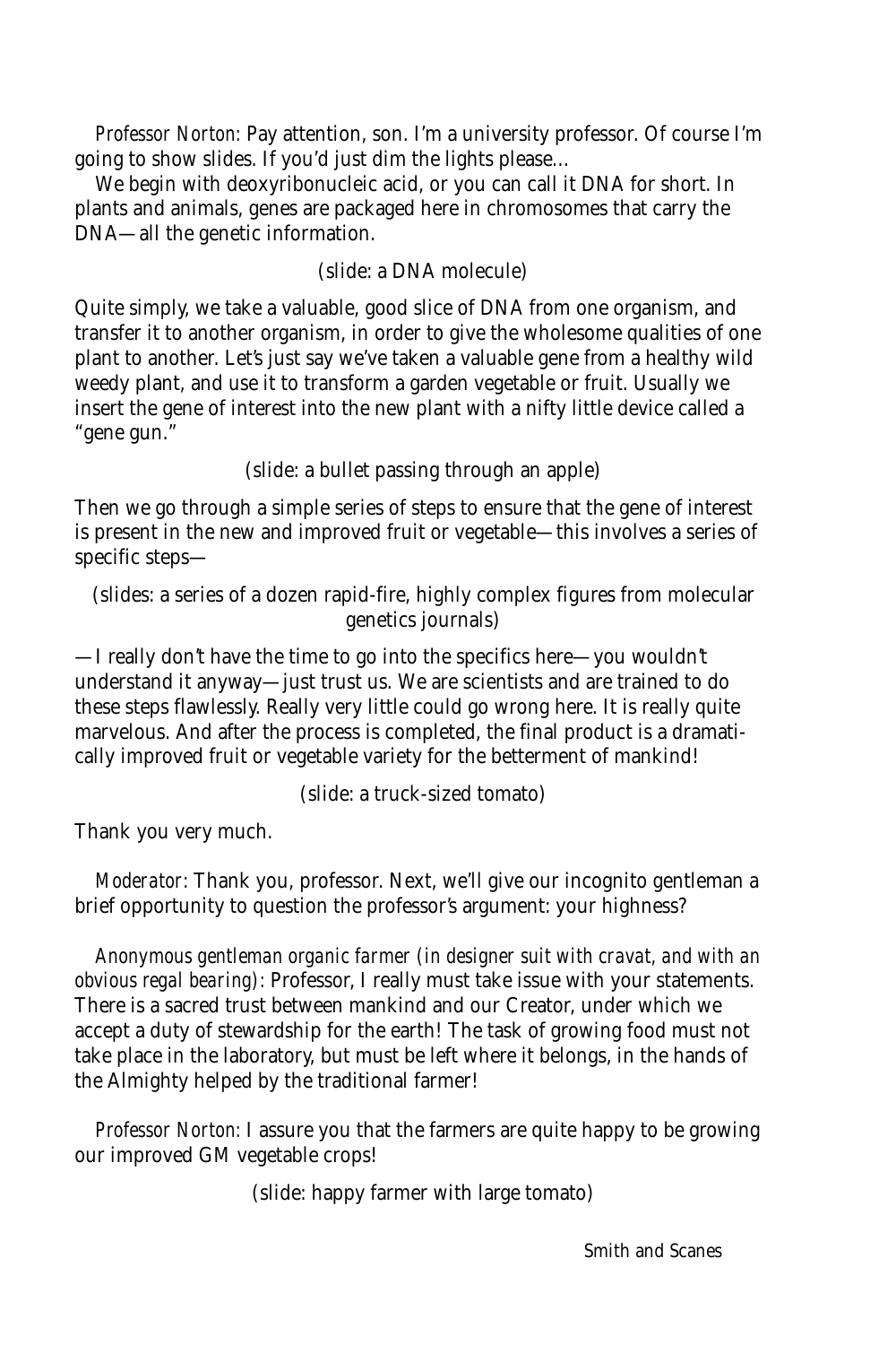*Professor Norton:* Pay attention, son. I'm a university professor. Of course I'm going to show slides. If you'd just dim the lights please...

We begin with deoxyribonucleic acid, or you can call it DNA for short. In plants and animals, genes are packaged here in chromosomes that carry the DNA—all the genetic information.

(slide: a DNA molecule)

Quite simply, we take a valuable, good slice of DNA from one organism, and transfer it to another organism, in order to give the wholesome qualities of one plant to another. Let's just say we've taken a valuable gene from a healthy wild weedy plant, and use it to transform a garden vegetable or fruit. Usually we insert the gene of interest into the new plant with a nifty little device called a "gene gun."

(slide: a bullet passing through an apple)

Then we go through a simple series of steps to ensure that the gene of interest is present in the new and improved fruit or vegetable—this involves a series of specific steps—

(slides: a series of a dozen rapid-fire, highly complex figures from molecular genetics journals)

—I really don't have the time to go into the specifics here—you wouldn't understand it anyway—just trust us. We are scientists and are trained to do these steps flawlessly. Really very little could go wrong here. It is really quite marvelous. And after the process is completed, the final product is a dramatically improved fruit or vegetable variety for the betterment of mankind!

(slide: a truck-sized tomato)

Thank you very much.

*Moderator:* Thank you, professor. Next, we'll give our incognito gentleman a brief opportunity to question the professor's argument: your highness?

*Anonymous gentleman organic farmer (in designer suit with cravat, and with an obvious regal bearing):* Professor, I really must take issue with your statements. There is a sacred trust between mankind and our Creator, under which we accept a duty of stewardship for the earth! The task of growing food must not take place in the laboratory, but must be left where it belongs, in the hands of the Almighty helped by the traditional farmer!

*Professor Norton:* I assure you that the farmers are quite happy to be growing our improved GM vegetable crops!

(slide: happy farmer with large tomato)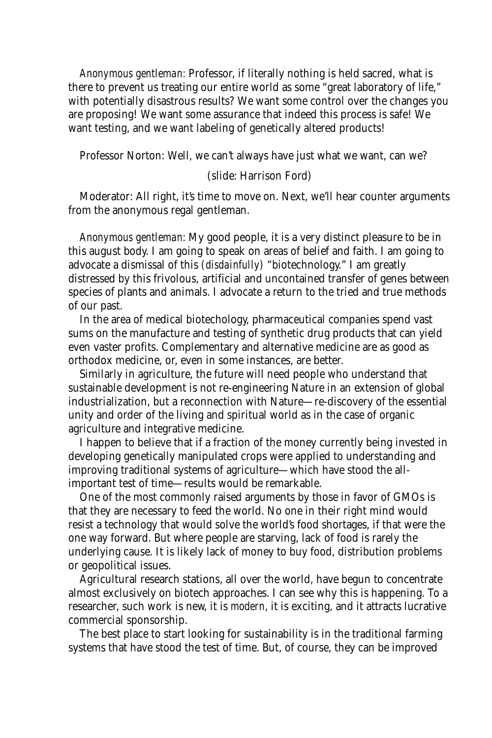*Anonymous gentleman:* Professor, if literally nothing is held sacred, what is there to prevent us treating our entire world as some "great laboratory of life," with potentially disastrous results? We want some control over the changes you are proposing! We want some assurance that indeed this process is safe! We want testing, and we want labeling of genetically altered products!

Professor Norton: Well, we can't always have just what we want, can we?

(slide: Harrison Ford)

Moderator: All right, it's time to move on. Next, we'll hear counter arguments from the anonymous regal gentleman.

*Anonymous gentleman:* My good people, it is a very distinct pleasure to be in this august body. I am going to speak on areas of belief and faith. I am going to advocate a dismissal of this *(disdainfully)* "biotechnology." I am greatly distressed by this frivolous, artificial and uncontained transfer of genes between species of plants and animals. I advocate a return to the tried and true methods of our past.

In the area of medical biotechology, pharmaceutical companies spend vast sums on the manufacture and testing of synthetic drug products that can yield even vaster profits. Complementary and alternative medicine are as good as orthodox medicine, or, even in some instances, are better.

Similarly in agriculture, the future will need people who understand that sustainable development is not re-engineering Nature in an extension of global industrialization, but a reconnection with Nature—re-discovery of the essential unity and order of the living and spiritual world as in the case of organic agriculture and integrative medicine.

I happen to believe that if a fraction of the money currently being invested in developing genetically manipulated crops were applied to understanding and improving traditional systems of agriculture—which have stood the all-important test of time—results would be remarkable.

One of the most commonly raised arguments by those in favor of GMOs is that they are necessary to feed the world. No one in their right mind would resist a technology that would solve the world's food shortages, if that were the one way forward. But where people are starving, lack of food is rarely the underlying cause. It is likely lack of money to buy food, distribution problems or geopolitical issues.

Agricultural research stations, all over the world, have begun to concentrate almost exclusively on biotech approaches. I can see why this is happening. To a researcher, such work is new, it is *modern*, it is exciting, and it attracts lucrative commercial sponsorship.

The best place to start looking for sustainability is in the traditional farming systems that have stood the test of time. But, of course, they can be improved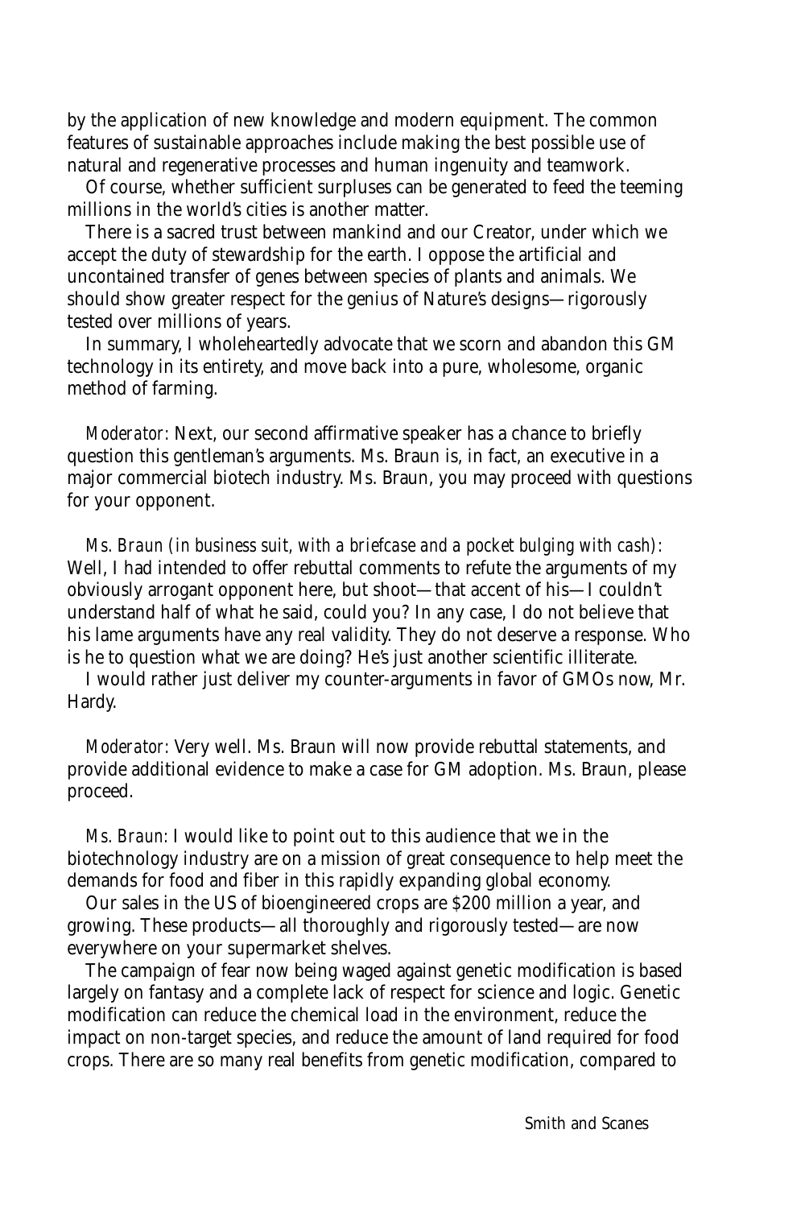by the application of new knowledge and modern equipment. The common features of sustainable approaches include making the best possible use of natural and regenerative processes and human ingenuity and teamwork.

Of course, whether sufficient surpluses can be generated to feed the teeming millions in the world's cities is another matter.

There is a sacred trust between mankind and our Creator, under which we accept the duty of stewardship for the earth. I oppose the artificial and uncontained transfer of genes between species of plants and animals. We should show greater respect for the genius of Nature's designs—rigorously tested over millions of years.

In summary, I wholeheartedly advocate that we scorn and abandon this GM technology in its entirety, and move back into a pure, wholesome, organic method of farming.

*Moderator:* Next, our second affirmative speaker has a chance to briefly question this gentleman's arguments. Ms. Braun is, in fact, an executive in a major commercial biotech industry. Ms. Braun, you may proceed with questions for your opponent.

*Ms. Braun (in business suit, with a briefcase and a pocket bulging with cash):* Well, I had intended to offer rebuttal comments to refute the arguments of my obviously arrogant opponent here, but shoot—that accent of his—I couldn't understand half of what he said, could you? In any case, I do not believe that his lame arguments have any real validity. They do not deserve a response. Who is he to question what we are doing? He's just another scientific illiterate.

I would rather just deliver my counter-arguments in favor of GMOs now, Mr. Hardy.

*Moderator:* Very well. Ms. Braun will now provide rebuttal statements, and provide additional evidence to make a case for GM adoption. Ms. Braun, please proceed.

*Ms. Braun:* I would like to point out to this audience that we in the biotechnology industry are on a mission of great consequence to help meet the demands for food and fiber in this rapidly expanding global economy.

Our sales in the US of bioengineered crops are $200 million a year, and growing. These products—all thoroughly and rigorously tested—are now everywhere on your supermarket shelves.

The campaign of fear now being waged against genetic modification is based largely on fantasy and a complete lack of respect for science and logic. Genetic modification can reduce the chemical load in the environment, reduce the impact on non-target species, and reduce the amount of land required for food crops. There are so many real benefits from genetic modification, compared to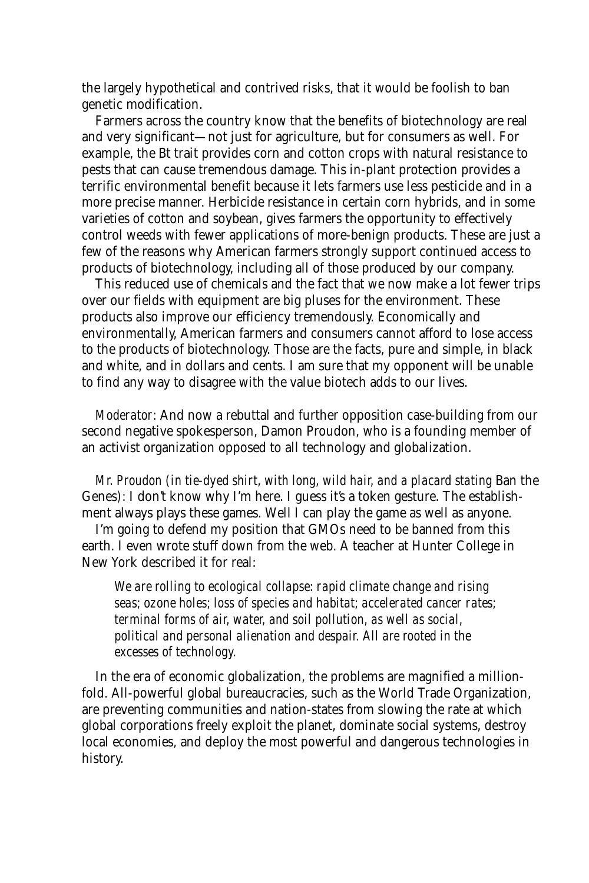the largely hypothetical and contrived risks, that it would be foolish to ban genetic modification.

Farmers across the country know that the benefits of biotechnology are real and very significant—not just for agriculture, but for consumers as well. For example, the Bt trait provides corn and cotton crops with natural resistance to pests that can cause tremendous damage. This in-plant protection provides a terrific environmental benefit because it lets farmers use less pesticide and in a more precise manner. Herbicide resistance in certain corn hybrids, and in some varieties of cotton and soybean, gives farmers the opportunity to effectively control weeds with fewer applications of more-benign products. These are just a few of the reasons why American farmers strongly support continued access to products of biotechnology, including all of those produced by our company.

This reduced use of chemicals and the fact that we now make a lot fewer trips over our fields with equipment are big pluses for the environment. These products also improve our efficiency tremendously. Economically and environmentally, American farmers and consumers cannot afford to lose access to the products of biotechnology. Those are the facts, pure and simple, in black and white, and in dollars and cents. I am sure that my opponent will be unable to find any way to disagree with the value biotech adds to our lives.

*Moderator:* And now a rebuttal and further opposition case-building from our second negative spokesperson, Damon Proudon, who is a founding member of an activist organization opposed to all technology and globalization.

*Mr. Proudon (in tie-dyed shirt, with long, wild hair, and a placard stating* Ban the Genes*):* I don't know why I'm here. I guess it's a token gesture. The establishment always plays these games. Well I can play the game as well as anyone.

I'm going to defend my position that GMOs need to be banned from this earth. I even wrote stuff down from the web. A teacher at Hunter College in New York described it for real:

> *We are rolling to ecological collapse: rapid climate change and rising seas; ozone holes; loss of species and habitat; accelerated cancer rates; terminal forms of air, water, and soil pollution, as well as social, political and personal alienation and despair. All are rooted in the excesses of technology.*

In the era of economic globalization, the problems are magnified a million-fold. All-powerful global bureaucracies, such as the World Trade Organization, are preventing communities and nation-states from slowing the rate at which global corporations freely exploit the planet, dominate social systems, destroy local economies, and deploy the most powerful and dangerous technologies in history.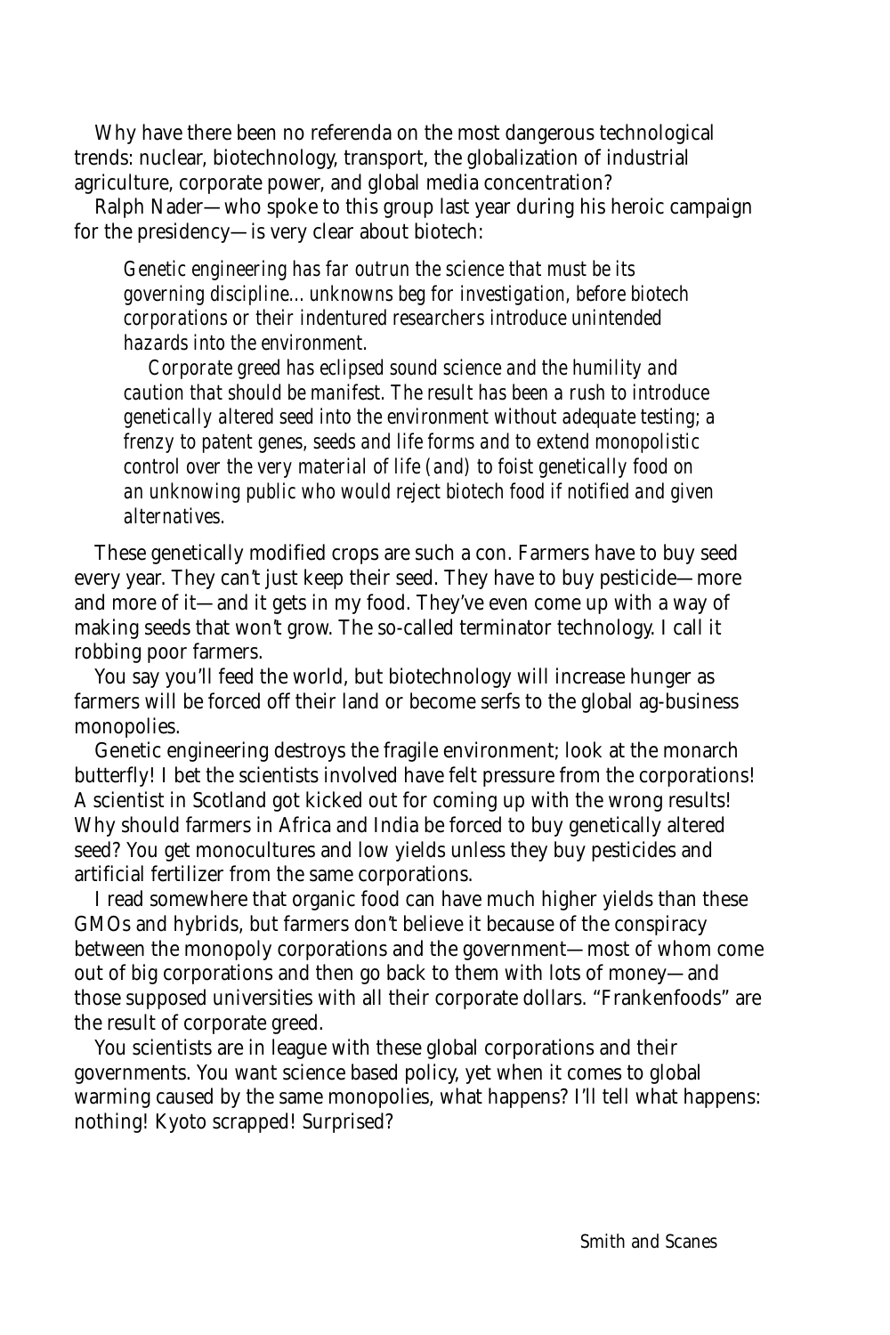Why have there been no referenda on the most dangerous technological trends: nuclear, biotechnology, transport, the globalization of industrial agriculture, corporate power, and global media concentration?

Ralph Nader—who spoke to this group last year during his heroic campaign for the presidency—is very clear about biotech:

> *Genetic engineering has far outrun the science that must be its governing discipline... unknowns beg for investigation, before biotech corporations or their indentured researchers introduce unintended hazards into the environment.*
>
> *Corporate greed has eclipsed sound science and the humility and caution that should be manifest. The result has been a rush to introduce genetically altered seed into the environment without adequate testing; a frenzy to patent genes, seeds and life forms and to extend monopolistic control over the very material of life (and) to foist genetically food on an unknowing public who would reject biotech food if notified and given alternatives.*

These genetically modified crops are such a con. Farmers have to buy seed every year. They can't just keep their seed. They have to buy pesticide—more and more of it—and it gets in my food. They've even come up with a way of making seeds that won't grow. The so-called terminator technology. I call it robbing poor farmers.

You say you'll feed the world, but biotechnology will increase hunger as farmers will be forced off their land or become serfs to the global ag-business monopolies.

Genetic engineering destroys the fragile environment; look at the monarch butterfly! I bet the scientists involved have felt pressure from the corporations! A scientist in Scotland got kicked out for coming up with the wrong results! Why should farmers in Africa and India be forced to buy genetically altered seed? You get monocultures and low yields unless they buy pesticides and artificial fertilizer from the same corporations.

I read somewhere that organic food can have much higher yields than these GMOs and hybrids, but farmers don't believe it because of the conspiracy between the monopoly corporations and the government—most of whom come out of big corporations and then go back to them with lots of money—and those supposed universities with all their corporate dollars. "Frankenfoods" are the result of corporate greed.

You scientists are in league with these global corporations and their governments. You want science based policy, yet when it comes to global warming caused by the same monopolies, what happens? I'll tell what happens: nothing! Kyoto scrapped! Surprised?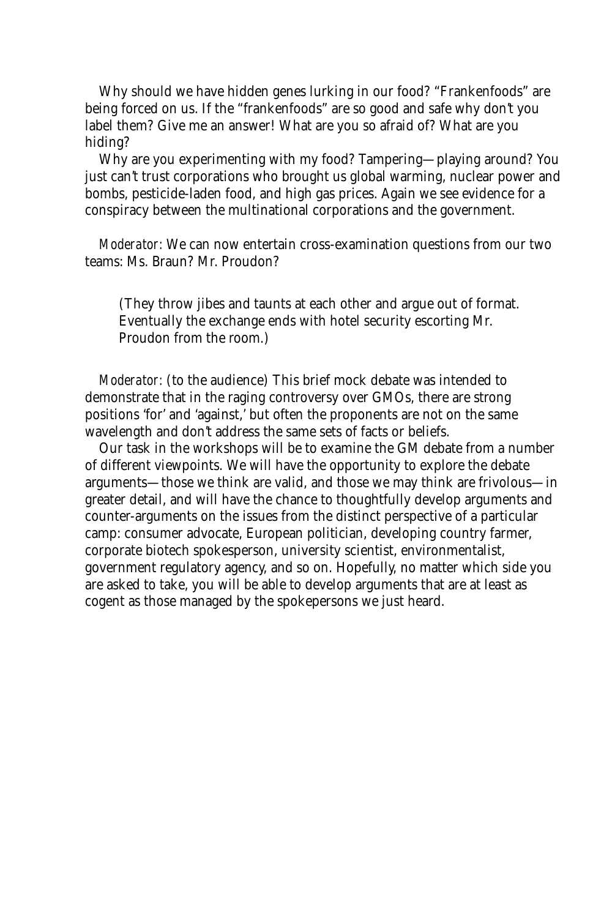Why should we have hidden genes lurking in our food? "Frankenfoods" are being forced on us. If the "frankenfoods" are so good and safe why don't you label them? Give me an answer! What are you so afraid of? What are you hiding?

Why are you experimenting with my food? Tampering—playing around? You just can't trust corporations who brought us global warming, nuclear power and bombs, pesticide-laden food, and high gas prices. Again we see evidence for a conspiracy between the multinational corporations and the government.

*Moderator*: We can now entertain cross-examination questions from our two teams: Ms. Braun? Mr. Proudon?

(They throw jibes and taunts at each other and argue out of format. Eventually the exchange ends with hotel security escorting Mr. Proudon from the room.)

*Moderator*: (to the audience) This brief mock debate was intended to demonstrate that in the raging controversy over GMOs, there are strong positions 'for' and 'against,' but often the proponents are not on the same wavelength and don't address the same sets of facts or beliefs.

Our task in the workshops will be to examine the GM debate from a number of different viewpoints. We will have the opportunity to explore the debate arguments—those we think are valid, and those we may think are frivolous—in greater detail, and will have the chance to thoughtfully develop arguments and counter-arguments on the issues from the distinct perspective of a particular camp: consumer advocate, European politician, developing country farmer, corporate biotech spokesperson, university scientist, environmentalist, government regulatory agency, and so on. Hopefully, no matter which side you are asked to take, you will be able to develop arguments that are at least as cogent as those managed by the spokepersons we just heard.